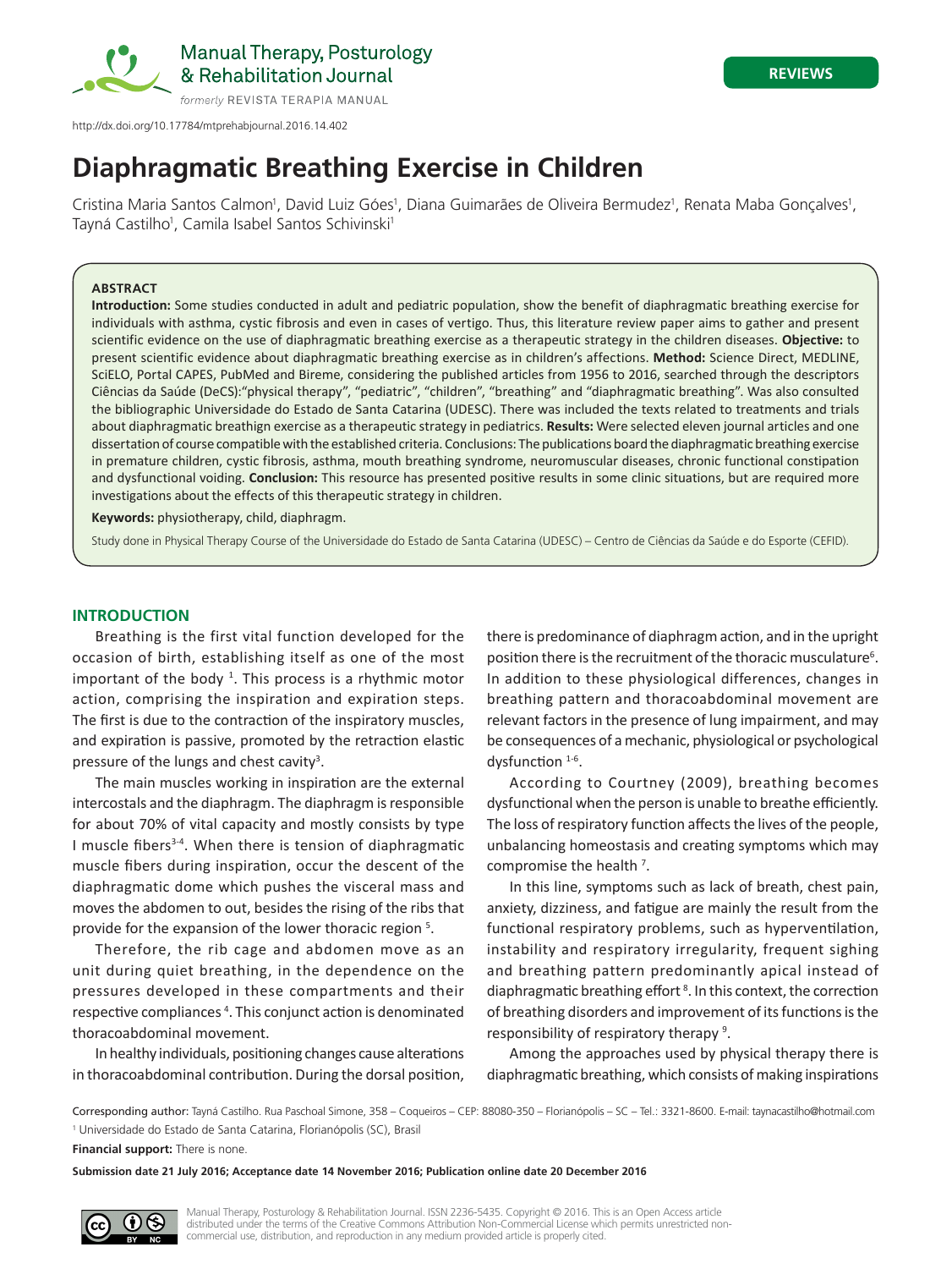REVIEWS

http://dx.doi.org/10.17784/mtprehabjournal.2016.14.402

# Diaphragmatic Breathing Exercise in Children

Cristina Maria Santos Calmon[1], David Luiz Góes[1], Diana Guimarães de Oliveira Bermudez[1], Renata Maba Gonçalves[1], Tayná Castilho[1], Camila Isabel Santos Schivinski[1]

### ABSTRACT

**Introduction:** Some studies conducted in adult and pediatric population, show the benefit of diaphragmatic breathing exercise for individuals with asthma, cystic fibrosis and even in cases of vertigo. Thus, this literature review paper aims to gather and present scientific evidence on the use of diaphragmatic breathing exercise as a therapeutic strategy in the children diseases. **Objective:** to present scientific evidence about diaphragmatic breathing exercise as in children's affections. **Method:** Science Direct, MEDLINE, SciELO, Portal CAPES, PubMed and Bireme, considering the published articles from 1956 to 2016, searched through the descriptors Ciências da Saúde (DeCS):"physical therapy", "pediatric", "children", "breathing" and "diaphragmatic breathing". Was also consulted the bibliographic Universidade do Estado de Santa Catarina (UDESC). There was included the texts related to treatments and trials about diaphragmatic breathign exercise as a therapeutic strategy in pediatrics. **Results:** Were selected eleven journal articles and one dissertation of course compatible with the established criteria. Conclusions: The publications board the diaphragmatic breathing exercise in premature children, cystic fibrosis, asthma, mouth breathing syndrome, neuromuscular diseases, chronic functional constipation and dysfunctional voiding. **Conclusion:** This resource has presented positive results in some clinic situations, but are required more investigations about the effects of this therapeutic strategy in children.

**Keywords:** physiotherapy, child, diaphragm.

Study done in Physical Therapy Course of the Universidade do Estado de Santa Catarina (UDESC) – Centro de Ciências da Saúde e do Esporte (CEFID).

## INTRODUCTION

Breathing is the first vital function developed for the occasion of birth, establishing itself as one of the most important of the body [1]. This process is a rhythmic motor action, comprising the inspiration and expiration steps. The first is due to the contraction of the inspiratory muscles, and expiration is passive, promoted by the retraction elastic pressure of the lungs and chest cavity[3].

The main muscles working in inspiration are the external intercostals and the diaphragm. The diaphragm is responsible for about 70% of vital capacity and mostly consists by type I muscle fibers[3-4]. When there is tension of diaphragmatic muscle fibers during inspiration, occur the descent of the diaphragmatic dome which pushes the visceral mass and moves the abdomen to out, besides the rising of the ribs that provide for the expansion of the lower thoracic region [5].

Therefore, the rib cage and abdomen move as an unit during quiet breathing, in the dependence on the pressures developed in these compartments and their respective compliances [4]. This conjunct action is denominated thoracoabdominal movement.

In healthy individuals, positioning changes cause alterations in thoracoabdominal contribution. During the dorsal position, there is predominance of diaphragm action, and in the upright position there is the recruitment of the thoracic musculature[6]. In addition to these physiological differences, changes in breathing pattern and thoracoabdominal movement are relevant factors in the presence of lung impairment, and may be consequences of a mechanic, physiological or psychological dysfunction [1-6].

According to Courtney (2009), breathing becomes dysfunctional when the person is unable to breathe efficiently. The loss of respiratory function affects the lives of the people, unbalancing homeostasis and creating symptoms which may compromise the health [7].

In this line, symptoms such as lack of breath, chest pain, anxiety, dizziness, and fatigue are mainly the result from the functional respiratory problems, such as hyperventilation, instability and respiratory irregularity, frequent sighing and breathing pattern predominantly apical instead of diaphragmatic breathing effort [8]. In this context, the correction of breathing disorders and improvement of its functions is the responsibility of respiratory therapy [9].

Among the approaches used by physical therapy there is diaphragmatic breathing, which consists of making inspirations

Corresponding author: Tayná Castilho. Rua Paschoal Simone, 358 – Coqueiros – CEP: 88080-350 – Florianópolis – SC – Tel.: 3321-8600. E-mail: taynacastilho@hotmail.com

[1] Universidade do Estado de Santa Catarina, Florianópolis (SC), Brasil

**Financial support:** There is none.

**Submission date 21 July 2016; Acceptance date 14 November 2016; Publication online date 20 December 2016**

Manual Therapy, Posturology & Rehabilitation Journal. ISSN 2236-5435. Copyright © 2016. This is an Open Access article distributed under the terms of the Creative Commons Attribution Non-Commercial License which permits unrestricted non-commercial use, distribution, and reproduction in any medium provided article is properly cited.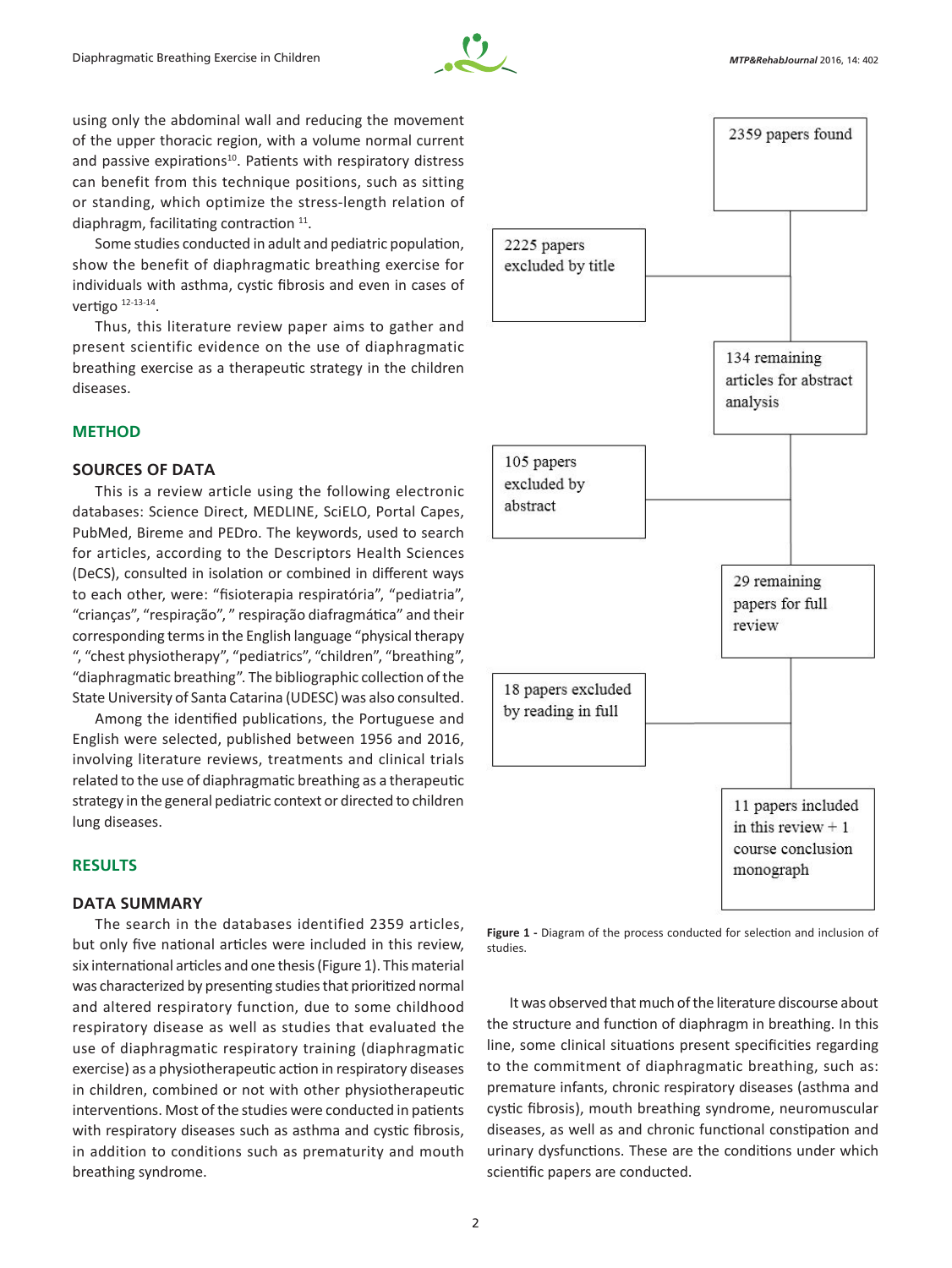using only the abdominal wall and reducing the movement of the upper thoracic region, with a volume normal current and passive expirations[10]. Patients with respiratory distress can benefit from this technique positions, such as sitting or standing, which optimize the stress-length relation of diaphragm, facilitating contraction [11].

Some studies conducted in adult and pediatric population, show the benefit of diaphragmatic breathing exercise for individuals with asthma, cystic fibrosis and even in cases of vertigo [12-13-14].

Thus, this literature review paper aims to gather and present scientific evidence on the use of diaphragmatic breathing exercise as a therapeutic strategy in the children diseases.

## METHOD

### SOURCES OF DATA

This is a review article using the following electronic databases: Science Direct, MEDLINE, SciELO, Portal Capes, PubMed, Bireme and PEDro. The keywords, used to search for articles, according to the Descriptors Health Sciences (DeCS), consulted in isolation or combined in different ways to each other, were: "fisioterapia respiratória", "pediatria", "crianças", "respiração", " respiração diafragmática" and their corresponding terms in the English language "physical therapy ", "chest physiotherapy", "pediatrics", "children", "breathing", "diaphragmatic breathing". The bibliographic collection of the State University of Santa Catarina (UDESC) was also consulted.

Among the identified publications, the Portuguese and English were selected, published between 1956 and 2016, involving literature reviews, treatments and clinical trials related to the use of diaphragmatic breathing as a therapeutic strategy in the general pediatric context or directed to children lung diseases.

## RESULTS

### DATA SUMMARY

The search in the databases identified 2359 articles, but only five national articles were included in this review, six international articles and one thesis (Figure 1). This material was characterized by presenting studies that prioritized normal and altered respiratory function, due to some childhood respiratory disease as well as studies that evaluated the use of diaphragmatic respiratory training (diaphragmatic exercise) as a physiotherapeutic action in respiratory diseases in children, combined or not with other physiotherapeutic interventions. Most of the studies were conducted in patients with respiratory diseases such as asthma and cystic fibrosis, in addition to conditions such as prematurity and mouth breathing syndrome.

2359 papers found

2225 papers excluded by title

134 remaining articles for abstract analysis

105 papers excluded by abstract

29 remaining papers for full review

18 papers excluded by reading in full

11 papers included in this review + 1 course conclusion monograph

**Figure 1 -** Diagram of the process conducted for selection and inclusion of studies.

It was observed that much of the literature discourse about the structure and function of diaphragm in breathing. In this line, some clinical situations present specificities regarding to the commitment of diaphragmatic breathing, such as: premature infants, chronic respiratory diseases (asthma and cystic fibrosis), mouth breathing syndrome, neuromuscular diseases, as well as and chronic functional constipation and urinary dysfunctions. These are the conditions under which scientific papers are conducted.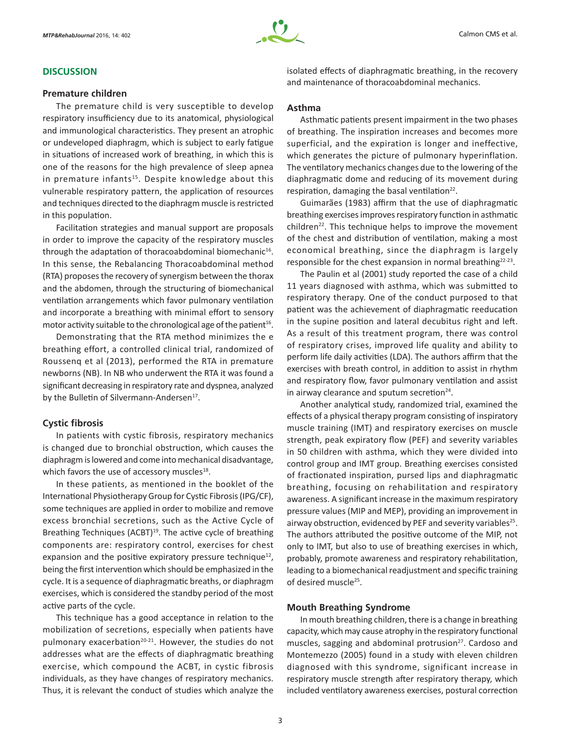## DISCUSSION

### Premature children

The premature child is very susceptible to develop respiratory insufficiency due to its anatomical, physiological and immunological characteristics. They present an atrophic or undeveloped diaphragm, which is subject to early fatigue in situations of increased work of breathing, in which this is one of the reasons for the high prevalence of sleep apnea in premature infants[15]. Despite knowledge about this vulnerable respiratory pattern, the application of resources and techniques directed to the diaphragm muscle is restricted in this population.

Facilitation strategies and manual support are proposals in order to improve the capacity of the respiratory muscles through the adaptation of thoracoabdominal biomechanic[16]. In this sense, the Rebalancing Thoracoabdominal method (RTA) proposes the recovery of synergism between the thorax and the abdomen, through the structuring of biomechanical ventilation arrangements which favor pulmonary ventilation and incorporate a breathing with minimal effort to sensory motor activity suitable to the chronological age of the patient[16].

Demonstrating that the RTA method minimizes the e breathing effort, a controlled clinical trial, randomized of Roussenq et al (2013), performed the RTA in premature newborns (NB). In NB who underwent the RTA it was found a significant decreasing in respiratory rate and dyspnea, analyzed by the Bulletin of Silvermann-Andersen[17].

### Cystic fibrosis

In patients with cystic fibrosis, respiratory mechanics is changed due to bronchial obstruction, which causes the diaphragm is lowered and come into mechanical disadvantage, which favors the use of accessory muscles[18].

In these patients, as mentioned in the booklet of the International Physiotherapy Group for Cystic Fibrosis (IPG/CF), some techniques are applied in order to mobilize and remove excess bronchial secretions, such as the Active Cycle of Breathing Techniques (ACBT)[19]. The active cycle of breathing components are: respiratory control, exercises for chest expansion and the positive expiratory pressure technique[12], being the first intervention which should be emphasized in the cycle. It is a sequence of diaphragmatic breaths, or diaphragm exercises, which is considered the standby period of the most active parts of the cycle.

This technique has a good acceptance in relation to the mobilization of secretions, especially when patients have pulmonary exacerbation[20-21]. However, the studies do not addresses what are the effects of diaphragmatic breathing exercise, which compound the ACBT, in cystic fibrosis individuals, as they have changes of respiratory mechanics. Thus, it is relevant the conduct of studies which analyze the isolated effects of diaphragmatic breathing, in the recovery and maintenance of thoracoabdominal mechanics.

### Asthma

Asthmatic patients present impairment in the two phases of breathing. The inspiration increases and becomes more superficial, and the expiration is longer and ineffective, which generates the picture of pulmonary hyperinflation. The ventilatory mechanics changes due to the lowering of the diaphragmatic dome and reducing of its movement during respiration, damaging the basal ventilation[22].

Guimarães (1983) affirm that the use of diaphragmatic breathing exercises improves respiratory function in asthmatic children[22]. This technique helps to improve the movement of the chest and distribution of ventilation, making a most economical breathing, since the diaphragm is largely responsible for the chest expansion in normal breathing[22-23].

The Paulin et al (2001) study reported the case of a child 11 years diagnosed with asthma, which was submitted to respiratory therapy. One of the conduct purposed to that patient was the achievement of diaphragmatic reeducation in the supine position and lateral decubitus right and left. As a result of this treatment program, there was control of respiratory crises, improved life quality and ability to perform life daily activities (LDA). The authors affirm that the exercises with breath control, in addition to assist in rhythm and respiratory flow, favor pulmonary ventilation and assist in airway clearance and sputum secretion[24].

Another analytical study, randomized trial, examined the effects of a physical therapy program consisting of inspiratory muscle training (IMT) and respiratory exercises on muscle strength, peak expiratory flow (PEF) and severity variables in 50 children with asthma, which they were divided into control group and IMT group. Breathing exercises consisted of fractionated inspiration, pursed lips and diaphragmatic breathing, focusing on rehabilitation and respiratory awareness. A significant increase in the maximum respiratory pressure values (MIP and MEP), providing an improvement in airway obstruction, evidenced by PEF and severity variables[25]. The authors attributed the positive outcome of the MIP, not only to IMT, but also to use of breathing exercises in which, probably, promote awareness and respiratory rehabilitation, leading to a biomechanical readjustment and specific training of desired muscle[25].

### Mouth Breathing Syndrome

In mouth breathing children, there is a change in breathing capacity, which may cause atrophy in the respiratory functional muscles, sagging and abdominal protrusion[27]. Cardoso and Montemezzo (2005) found in a study with eleven children diagnosed with this syndrome, significant increase in respiratory muscle strength after respiratory therapy, which included ventilatory awareness exercises, postural correction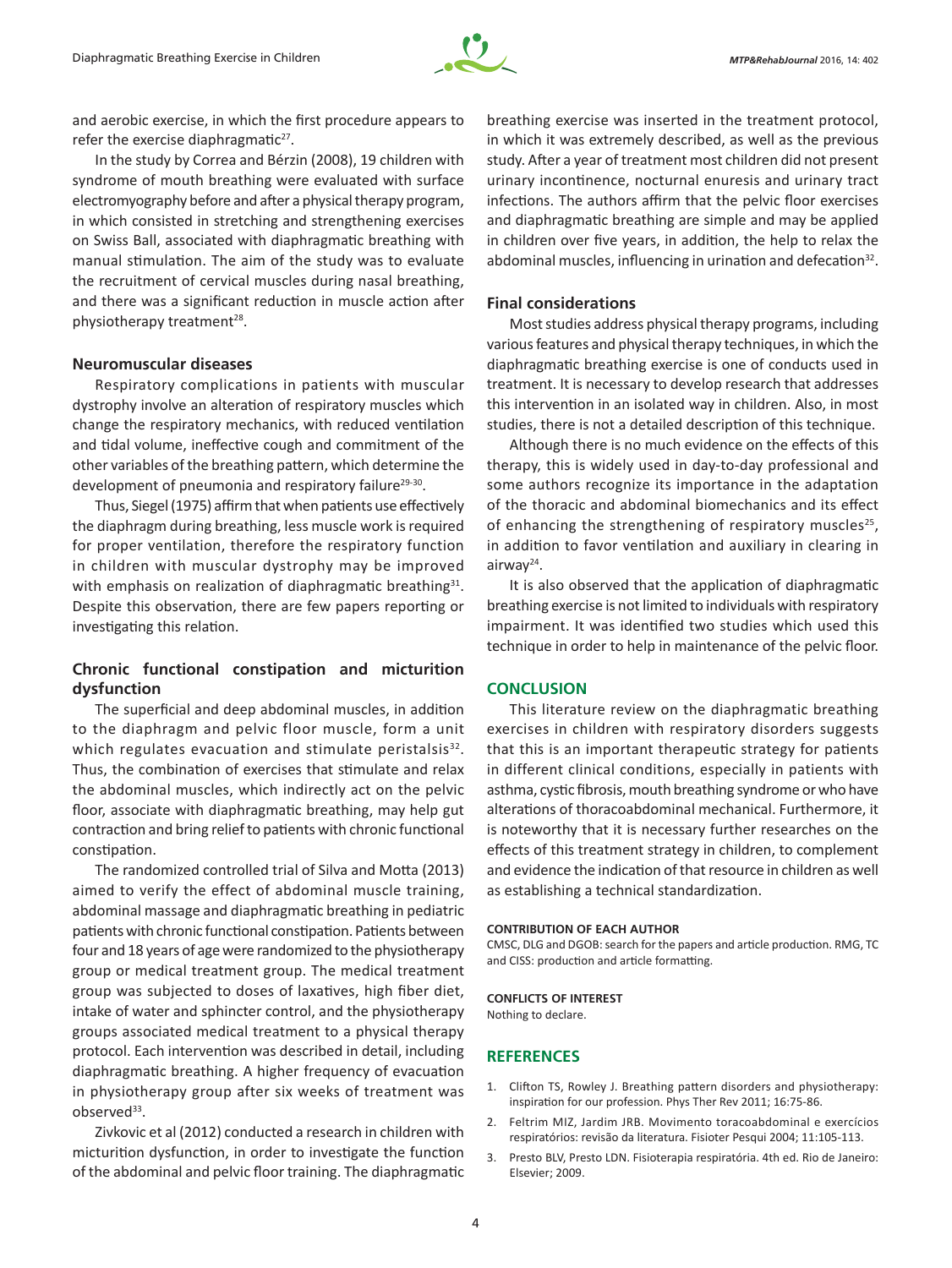and aerobic exercise, in which the first procedure appears to refer the exercise diaphragmatic[27].

In the study by Correa and Bérzin (2008), 19 children with syndrome of mouth breathing were evaluated with surface electromyography before and after a physical therapy program, in which consisted in stretching and strengthening exercises on Swiss Ball, associated with diaphragmatic breathing with manual stimulation. The aim of the study was to evaluate the recruitment of cervical muscles during nasal breathing, and there was a significant reduction in muscle action after physiotherapy treatment[28].

### Neuromuscular diseases

Respiratory complications in patients with muscular dystrophy involve an alteration of respiratory muscles which change the respiratory mechanics, with reduced ventilation and tidal volume, ineffective cough and commitment of the other variables of the breathing pattern, which determine the development of pneumonia and respiratory failure[29-30].

Thus, Siegel (1975) affirm that when patients use effectively the diaphragm during breathing, less muscle work is required for proper ventilation, therefore the respiratory function in children with muscular dystrophy may be improved with emphasis on realization of diaphragmatic breathing[31]. Despite this observation, there are few papers reporting or investigating this relation.

### Chronic functional constipation and micturition dysfunction

The superficial and deep abdominal muscles, in addition to the diaphragm and pelvic floor muscle, form a unit which regulates evacuation and stimulate peristalsis[32]. Thus, the combination of exercises that stimulate and relax the abdominal muscles, which indirectly act on the pelvic floor, associate with diaphragmatic breathing, may help gut contraction and bring relief to patients with chronic functional constipation.

The randomized controlled trial of Silva and Motta (2013) aimed to verify the effect of abdominal muscle training, abdominal massage and diaphragmatic breathing in pediatric patients with chronic functional constipation. Patients between four and 18 years of age were randomized to the physiotherapy group or medical treatment group. The medical treatment group was subjected to doses of laxatives, high fiber diet, intake of water and sphincter control, and the physiotherapy groups associated medical treatment to a physical therapy protocol. Each intervention was described in detail, including diaphragmatic breathing. A higher frequency of evacuation in physiotherapy group after six weeks of treatment was observed[33].

Zivkovic et al (2012) conducted a research in children with micturition dysfunction, in order to investigate the function of the abdominal and pelvic floor training. The diaphragmatic breathing exercise was inserted in the treatment protocol, in which it was extremely described, as well as the previous study. After a year of treatment most children did not present urinary incontinence, nocturnal enuresis and urinary tract infections. The authors affirm that the pelvic floor exercises and diaphragmatic breathing are simple and may be applied in children over five years, in addition, the help to relax the abdominal muscles, influencing in urination and defecation[32].

### Final considerations

Most studies address physical therapy programs, including various features and physical therapy techniques, in which the diaphragmatic breathing exercise is one of conducts used in treatment. It is necessary to develop research that addresses this intervention in an isolated way in children. Also, in most studies, there is not a detailed description of this technique.

Although there is no much evidence on the effects of this therapy, this is widely used in day-to-day professional and some authors recognize its importance in the adaptation of the thoracic and abdominal biomechanics and its effect of enhancing the strengthening of respiratory muscles[25], in addition to favor ventilation and auxiliary in clearing in airway[24].

It is also observed that the application of diaphragmatic breathing exercise is not limited to individuals with respiratory impairment. It was identified two studies which used this technique in order to help in maintenance of the pelvic floor.

## CONCLUSION

This literature review on the diaphragmatic breathing exercises in children with respiratory disorders suggests that this is an important therapeutic strategy for patients in different clinical conditions, especially in patients with asthma, cystic fibrosis, mouth breathing syndrome or who have alterations of thoracoabdominal mechanical. Furthermore, it is noteworthy that it is necessary further researches on the effects of this treatment strategy in children, to complement and evidence the indication of that resource in children as well as establishing a technical standardization.

#### CONTRIBUTION OF EACH AUTHOR

CMSC, DLG and DGOB: search for the papers and article production. RMG, TC and CISS: production and article formatting.

#### CONFLICTS OF INTEREST

Nothing to declare.

## REFERENCES

1. Clifton TS, Rowley J. Breathing pattern disorders and physiotherapy: inspiration for our profession. Phys Ther Rev 2011; 16:75-86.
2. Feltrim MIZ, Jardim JRB. Movimento toracoabdominal e exercícios respiratórios: revisão da literatura. Fisioter Pesqui 2004; 11:105-113.
3. Presto BLV, Presto LDN. Fisioterapia respiratória. 4th ed. Rio de Janeiro: Elsevier; 2009.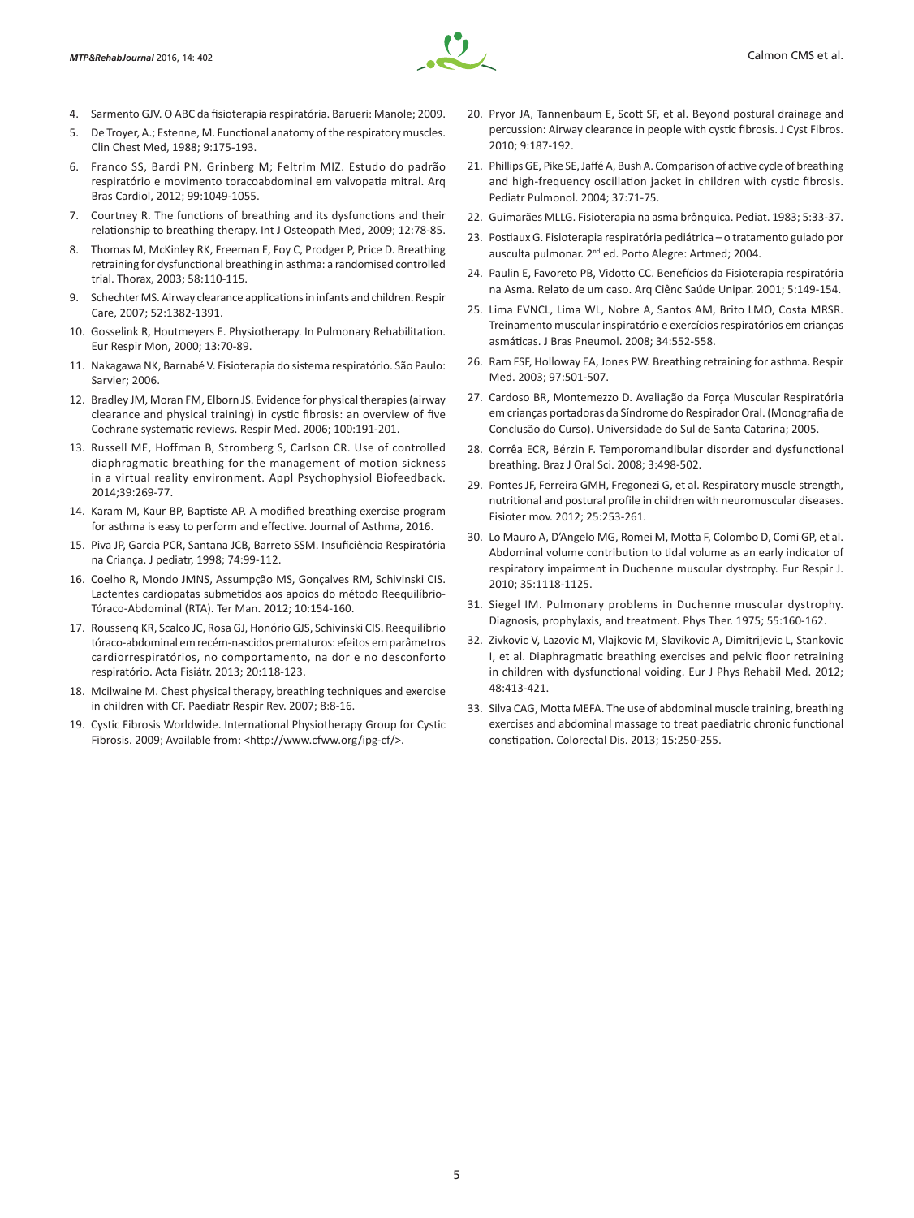4. Sarmento GJV. O ABC da fisioterapia respiratória. Barueri: Manole; 2009.
5. De Troyer, A.; Estenne, M. Functional anatomy of the respiratory muscles. Clin Chest Med, 1988; 9:175-193.
6. Franco SS, Bardi PN, Grinberg M; Feltrim MIZ. Estudo do padrão respiratório e movimento toracoabdominal em valvopatia mitral. Arq Bras Cardiol, 2012; 99:1049-1055.
7. Courtney R. The functions of breathing and its dysfunctions and their relationship to breathing therapy. Int J Osteopath Med, 2009; 12:78-85.
8. Thomas M, McKinley RK, Freeman E, Foy C, Prodger P, Price D. Breathing retraining for dysfunctional breathing in asthma: a randomised controlled trial. Thorax, 2003; 58:110-115.
9. Schechter MS. Airway clearance applications in infants and children. Respir Care, 2007; 52:1382-1391.
10. Gosselink R, Houtmeyers E. Physiotherapy. In Pulmonary Rehabilitation. Eur Respir Mon, 2000; 13:70-89.
11. Nakagawa NK, Barnabé V. Fisioterapia do sistema respiratório. São Paulo: Sarvier; 2006.
12. Bradley JM, Moran FM, Elborn JS. Evidence for physical therapies (airway clearance and physical training) in cystic fibrosis: an overview of five Cochrane systematic reviews. Respir Med. 2006; 100:191-201.
13. Russell ME, Hoffman B, Stromberg S, Carlson CR. Use of controlled diaphragmatic breathing for the management of motion sickness in a virtual reality environment. Appl Psychophysiol Biofeedback. 2014;39:269-77.
14. Karam M, Kaur BP, Baptiste AP. A modified breathing exercise program for asthma is easy to perform and effective. Journal of Asthma, 2016.
15. Piva JP, Garcia PCR, Santana JCB, Barreto SSM. Insuficiência Respiratória na Criança. J pediatr, 1998; 74:99-112.
16. Coelho R, Mondo JMNS, Assumpção MS, Gonçalves RM, Schivinski CIS. Lactentes cardiopatas submetidos aos apoios do método Reequilíbrio-Tóraco-Abdominal (RTA). Ter Man. 2012; 10:154-160.
17. Roussenq KR, Scalco JC, Rosa GJ, Honório GJS, Schivinski CIS. Reequilíbrio tóraco-abdominal em recém-nascidos prematuros: efeitos em parâmetros cardiorrespiratórios, no comportamento, na dor e no desconforto respiratório. Acta Fisiátr. 2013; 20:118-123.
18. Mcilwaine M. Chest physical therapy, breathing techniques and exercise in children with CF. Paediatr Respir Rev. 2007; 8:8-16.
19. Cystic Fibrosis Worldwide. International Physiotherapy Group for Cystic Fibrosis. 2009; Available from: <http://www.cfww.org/ipg-cf/>.
20. Pryor JA, Tannenbaum E, Scott SF, et al. Beyond postural drainage and percussion: Airway clearance in people with cystic fibrosis. J Cyst Fibros. 2010; 9:187-192.
21. Phillips GE, Pike SE, Jaffé A, Bush A. Comparison of active cycle of breathing and high-frequency oscillation jacket in children with cystic fibrosis. Pediatr Pulmonol. 2004; 37:71-75.
22. Guimarães MLLG. Fisioterapia na asma brônquica. Pediat. 1983; 5:33-37.
23. Postiaux G. Fisioterapia respiratória pediátrica – o tratamento guiado por ausculta pulmonar. 2nd ed. Porto Alegre: Artmed; 2004.
24. Paulin E, Favoreto PB, Vidotto CC. Benefícios da Fisioterapia respiratória na Asma. Relato de um caso. Arq Ciênc Saúde Unipar. 2001; 5:149-154.
25. Lima EVNCL, Lima WL, Nobre A, Santos AM, Brito LMO, Costa MRSR. Treinamento muscular inspiratório e exercícios respiratórios em crianças asmáticas. J Bras Pneumol. 2008; 34:552-558.
26. Ram FSF, Holloway EA, Jones PW. Breathing retraining for asthma. Respir Med. 2003; 97:501-507.
27. Cardoso BR, Montemezzo D. Avaliação da Força Muscular Respiratória em crianças portadoras da Síndrome do Respirador Oral. (Monografia de Conclusão do Curso). Universidade do Sul de Santa Catarina; 2005.
28. Corrêa ECR, Bérzin F. Temporomandibular disorder and dysfunctional breathing. Braz J Oral Sci. 2008; 3:498-502.
29. Pontes JF, Ferreira GMH, Fregonezi G, et al. Respiratory muscle strength, nutritional and postural profile in children with neuromuscular diseases. Fisioter mov. 2012; 25:253-261.
30. Lo Mauro A, D'Angelo MG, Romei M, Motta F, Colombo D, Comi GP, et al. Abdominal volume contribution to tidal volume as an early indicator of respiratory impairment in Duchenne muscular dystrophy. Eur Respir J. 2010; 35:1118-1125.
31. Siegel IM. Pulmonary problems in Duchenne muscular dystrophy. Diagnosis, prophylaxis, and treatment. Phys Ther. 1975; 55:160-162.
32. Zivkovic V, Lazovic M, Vlajkovic M, Slavikovic A, Dimitrijevic L, Stankovic I, et al. Diaphragmatic breathing exercises and pelvic floor retraining in children with dysfunctional voiding. Eur J Phys Rehabil Med. 2012; 48:413-421.
33. Silva CAG, Motta MEFA. The use of abdominal muscle training, breathing exercises and abdominal massage to treat paediatric chronic functional constipation. Colorectal Dis. 2013; 15:250-255.